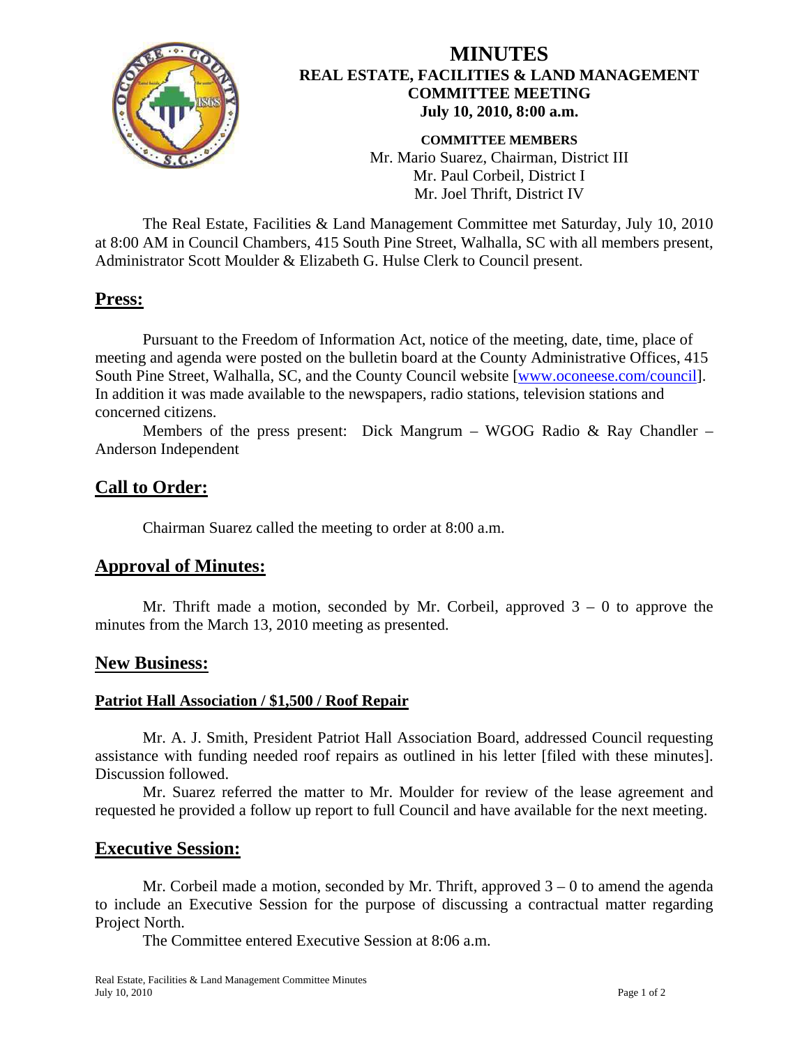# MINUTES
## REAL ESTATE, FACILITIES & LAND MANAGEMENT COMMITTEE MEETING
**July 10, 2010, 8:00 a.m.**

**COMMITTEE MEMBERS**
Mr. Mario Suarez, Chairman, District III
Mr. Paul Corbeil, District I
Mr. Joel Thrift, District IV

The Real Estate, Facilities & Land Management Committee met Saturday, July 10, 2010 at 8:00 AM in Council Chambers, 415 South Pine Street, Walhalla, SC with all members present, Administrator Scott Moulder & Elizabeth G. Hulse Clerk to Council present.

## Press:

Pursuant to the Freedom of Information Act, notice of the meeting, date, time, place of meeting and agenda were posted on the bulletin board at the County Administrative Offices, 415 South Pine Street, Walhalla, SC, and the County Council website [www.oconeese.com/council]. In addition it was made available to the newspapers, radio stations, television stations and concerned citizens.

Members of the press present: Dick Mangrum – WGOG Radio & Ray Chandler – Anderson Independent

## Call to Order:

Chairman Suarez called the meeting to order at 8:00 a.m.

## Approval of Minutes:

Mr. Thrift made a motion, seconded by Mr. Corbeil, approved 3 – 0 to approve the minutes from the March 13, 2010 meeting as presented.

## New Business:

### Patriot Hall Association / $1,500 / Roof Repair

Mr. A. J. Smith, President Patriot Hall Association Board, addressed Council requesting assistance with funding needed roof repairs as outlined in his letter [filed with these minutes]. Discussion followed.

Mr. Suarez referred the matter to Mr. Moulder for review of the lease agreement and requested he provided a follow up report to full Council and have available for the next meeting.

## Executive Session:

Mr. Corbeil made a motion, seconded by Mr. Thrift, approved 3 – 0 to amend the agenda to include an Executive Session for the purpose of discussing a contractual matter regarding Project North.

The Committee entered Executive Session at 8:06 a.m.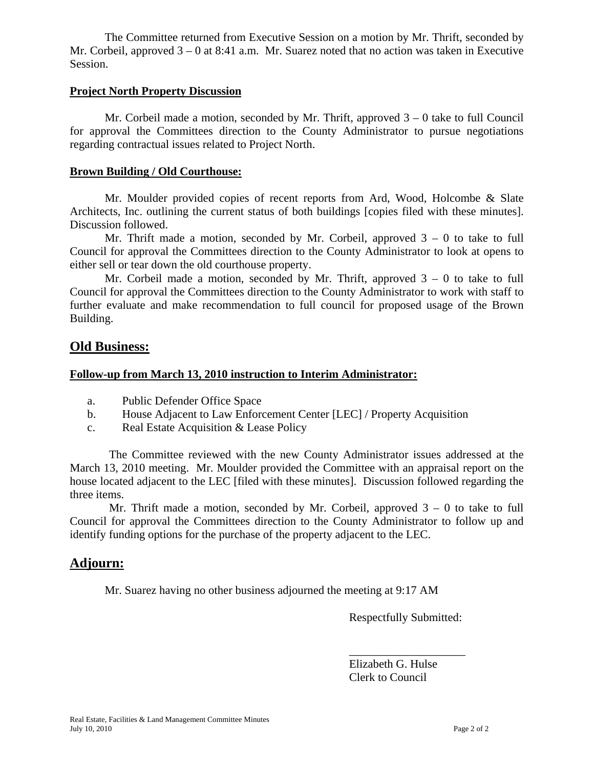The Committee returned from Executive Session on a motion by Mr. Thrift, seconded by Mr. Corbeil, approved 3 – 0 at 8:41 a.m. Mr. Suarez noted that no action was taken in Executive Session.

**Project North Property Discussion**

Mr. Corbeil made a motion, seconded by Mr. Thrift, approved 3 – 0 take to full Council for approval the Committees direction to the County Administrator to pursue negotiations regarding contractual issues related to Project North.

**Brown Building / Old Courthouse:**

Mr. Moulder provided copies of recent reports from Ard, Wood, Holcombe & Slate Architects, Inc. outlining the current status of both buildings [copies filed with these minutes]. Discussion followed.

Mr. Thrift made a motion, seconded by Mr. Corbeil, approved 3 – 0 to take to full Council for approval the Committees direction to the County Administrator to look at opens to either sell or tear down the old courthouse property.

Mr. Corbeil made a motion, seconded by Mr. Thrift, approved 3 – 0 to take to full Council for approval the Committees direction to the County Administrator to work with staff to further evaluate and make recommendation to full council for proposed usage of the Brown Building.

## Old Business:

**Follow-up from March 13, 2010 instruction to Interim Administrator:**

a. Public Defender Office Space
b. House Adjacent to Law Enforcement Center [LEC] / Property Acquisition
c. Real Estate Acquisition & Lease Policy

The Committee reviewed with the new County Administrator issues addressed at the March 13, 2010 meeting. Mr. Moulder provided the Committee with an appraisal report on the house located adjacent to the LEC [filed with these minutes]. Discussion followed regarding the three items.

Mr. Thrift made a motion, seconded by Mr. Corbeil, approved 3 – 0 to take to full Council for approval the Committees direction to the County Administrator to follow up and identify funding options for the purchase of the property adjacent to the LEC.

## Adjourn:

Mr. Suarez having no other business adjourned the meeting at 9:17 AM

Respectfully Submitted:

\_\_\_\_\_\_\_\_\_\_\_\_\_\_\_\_\_\_\_\_

Elizabeth G. Hulse
Clerk to Council